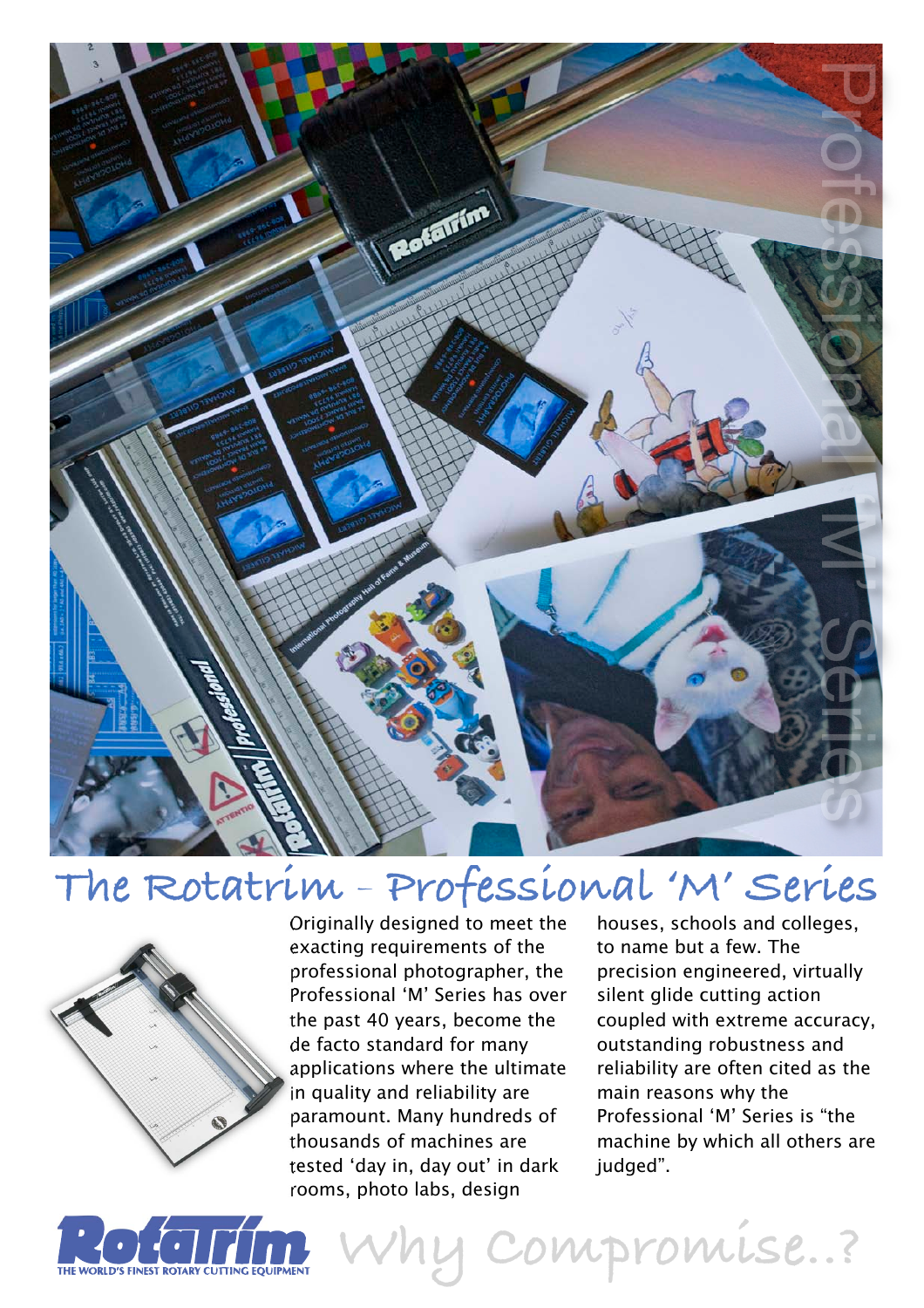# The Rotatrim – Professional 'M' Series

Originally designed to meet the exacting requirements of the professional photographer, the Professional 'M' Series has over the past 40 years, become the de facto standard for many applications where the ultimate in quality and reliability are paramount. Many hundreds of thousands of machines are tested 'day in, day out' in dark rooms, photo labs, design houses, schools and colleges, to name but a few. The precision engineered, virtually silent glide cutting action coupled with extreme accuracy, outstanding robustness and reliability are often cited as the main reasons why the Professional 'M' Series is "the machine by which all others are judged".

**Rotatrim** THE WORLD'S FINEST ROTARY CUTTING EQUIPMENT

Why Compromise..?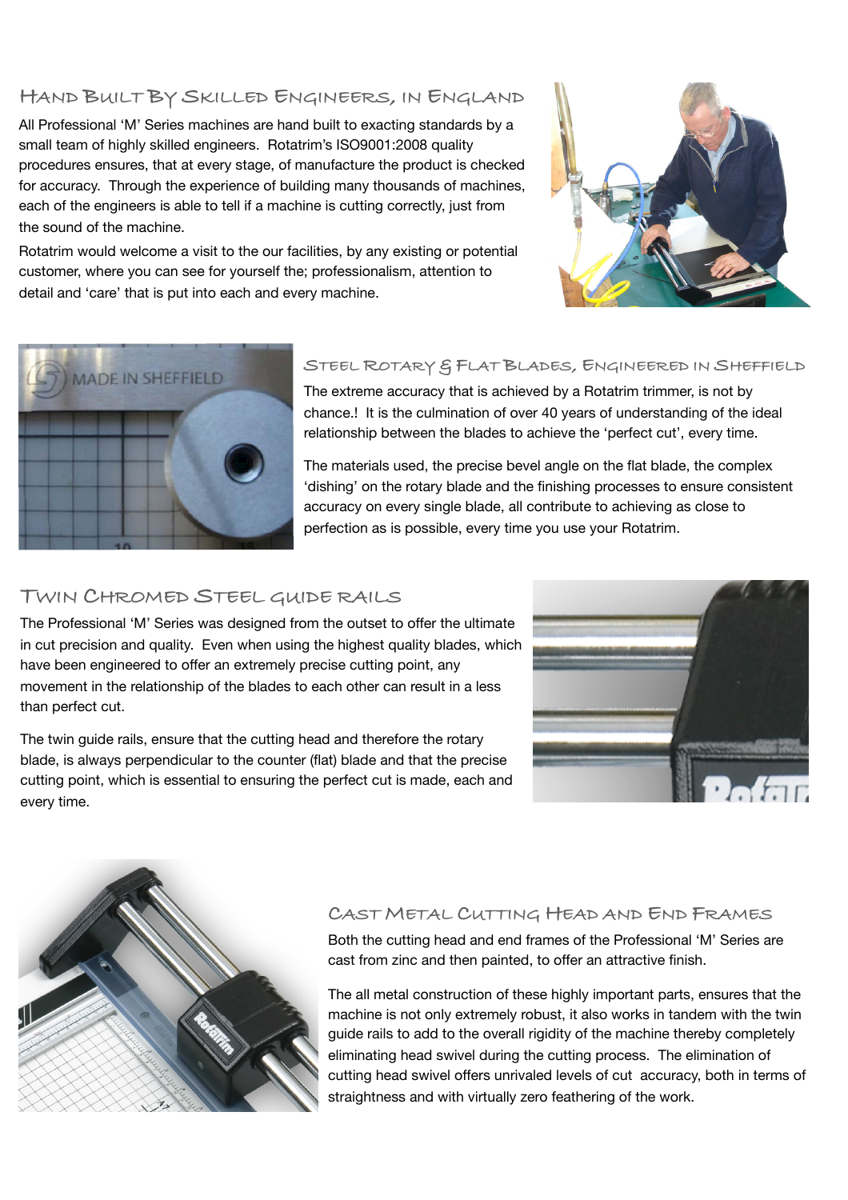## Hand Built By Skilled Engineers, in England

All Professional 'M' Series machines are hand built to exacting standards by a small team of highly skilled engineers. Rotatrim's ISO9001:2008 quality procedures ensures, that at every stage, of manufacture the product is checked for accuracy. Through the experience of building many thousands of machines, each of the engineers is able to tell if a machine is cutting correctly, just from the sound of the machine.

Rotatrim would welcome a visit to the our facilities, by any existing or potential customer, where you can see for yourself the; professionalism, attention to detail and 'care' that is put into each and every machine.

## Steel Rotary & Flat Blades, Engineered in Sheffield

The extreme accuracy that is achieved by a Rotatrim trimmer, is not by chance.! It is the culmination of over 40 years of understanding of the ideal relationship between the blades to achieve the 'perfect cut', every time.

The materials used, the precise bevel angle on the flat blade, the complex 'dishing' on the rotary blade and the finishing processes to ensure consistent accuracy on every single blade, all contribute to achieving as close to perfection as is possible, every time you use your Rotatrim.

## Twin Chromed Steel Guide Rails

The Professional 'M' Series was designed from the outset to offer the ultimate in cut precision and quality. Even when using the highest quality blades, which have been engineered to offer an extremely precise cutting point, any movement in the relationship of the blades to each other can result in a less than perfect cut.

The twin guide rails, ensure that the cutting head and therefore the rotary blade, is always perpendicular to the counter (flat) blade and that the precise cutting point, which is essential to ensuring the perfect cut is made, each and every time.

## Cast Metal Cutting Head and End Frames

Both the cutting head and end frames of the Professional 'M' Series are cast from zinc and then painted, to offer an attractive finish.

The all metal construction of these highly important parts, ensures that the machine is not only extremely robust, it also works in tandem with the twin guide rails to add to the overall rigidity of the machine thereby completely eliminating head swivel during the cutting process. The elimination of cutting head swivel offers unrivaled levels of cut accuracy, both in terms of straightness and with virtually zero feathering of the work.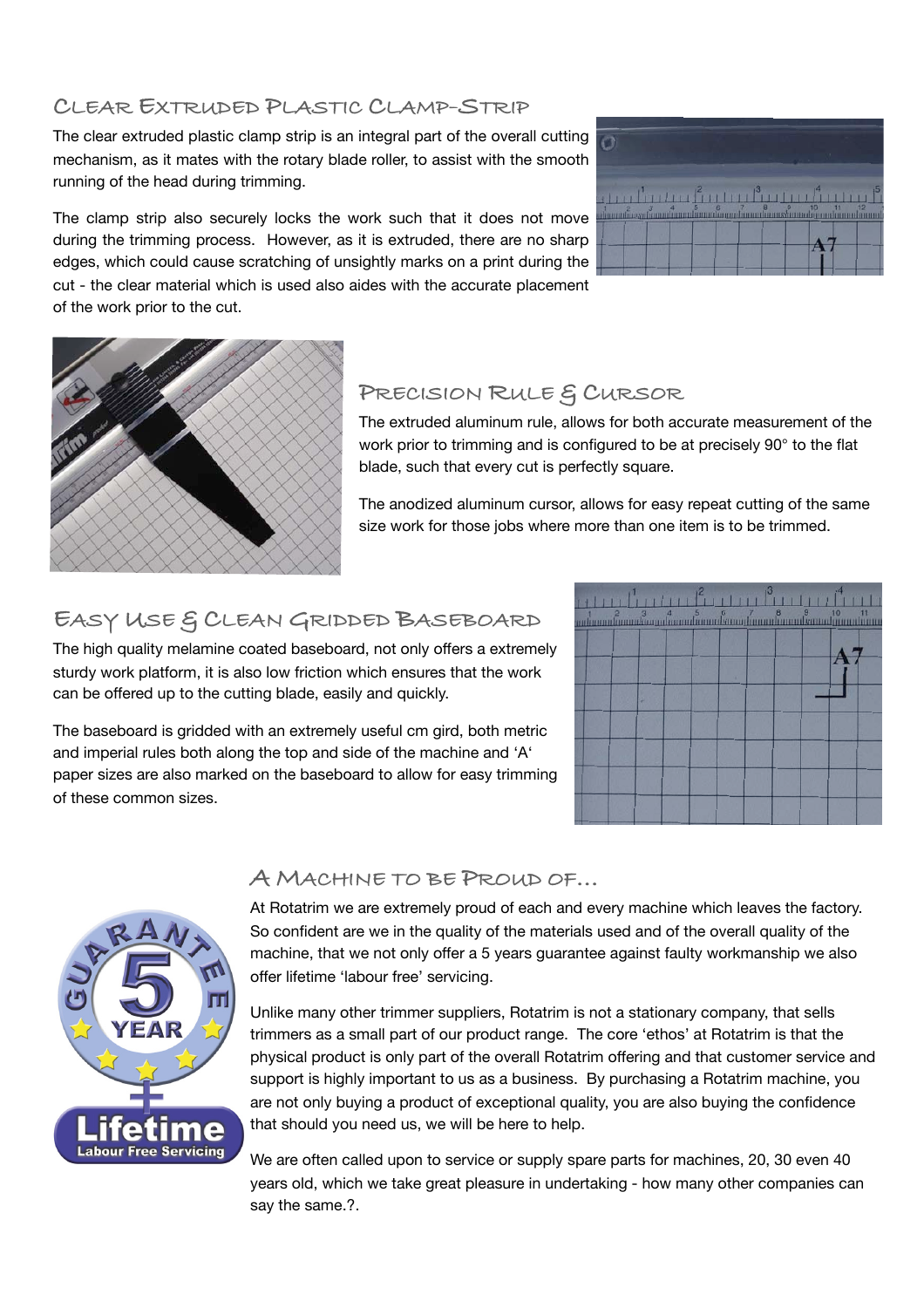## Clear Extruded Plastic Clamp-Strip

The clear extruded plastic clamp strip is an integral part of the overall cutting mechanism, as it mates with the rotary blade roller, to assist with the smooth running of the head during trimming.

The clamp strip also securely locks the work such that it does not move during the trimming process. However, as it is extruded, there are no sharp edges, which could cause scratching of unsightly marks on a print during the cut - the clear material which is used also aides with the accurate placement of the work prior to the cut.

## Precision Rule & Cursor

The extruded aluminum rule, allows for both accurate measurement of the work prior to trimming and is configured to be at precisely 90° to the flat blade, such that every cut is perfectly square.

The anodized aluminum cursor, allows for easy repeat cutting of the same size work for those jobs where more than one item is to be trimmed.

## Easy Use & Clean Gridded Baseboard

The high quality melamine coated baseboard, not only offers a extremely sturdy work platform, it is also low friction which ensures that the work can be offered up to the cutting blade, easily and quickly.

The baseboard is gridded with an extremely useful cm gird, both metric and imperial rules both along the top and side of the machine and 'A' paper sizes are also marked on the baseboard to allow for easy trimming of these common sizes.

## A Machine to be Proud of...

At Rotatrim we are extremely proud of each and every machine which leaves the factory. So confident are we in the quality of the materials used and of the overall quality of the machine, that we not only offer a 5 years guarantee against faulty workmanship we also offer lifetime 'labour free' servicing.

Unlike many other trimmer suppliers, Rotatrim is not a stationary company, that sells trimmers as a small part of our product range. The core 'ethos' at Rotatrim is that the physical product is only part of the overall Rotatrim offering and that customer service and support is highly important to us as a business. By purchasing a Rotatrim machine, you are not only buying a product of exceptional quality, you are also buying the confidence that should you need us, we will be here to help.

We are often called upon to service or supply spare parts for machines, 20, 30 even 40 years old, which we take great pleasure in undertaking - how many other companies can say the same.?.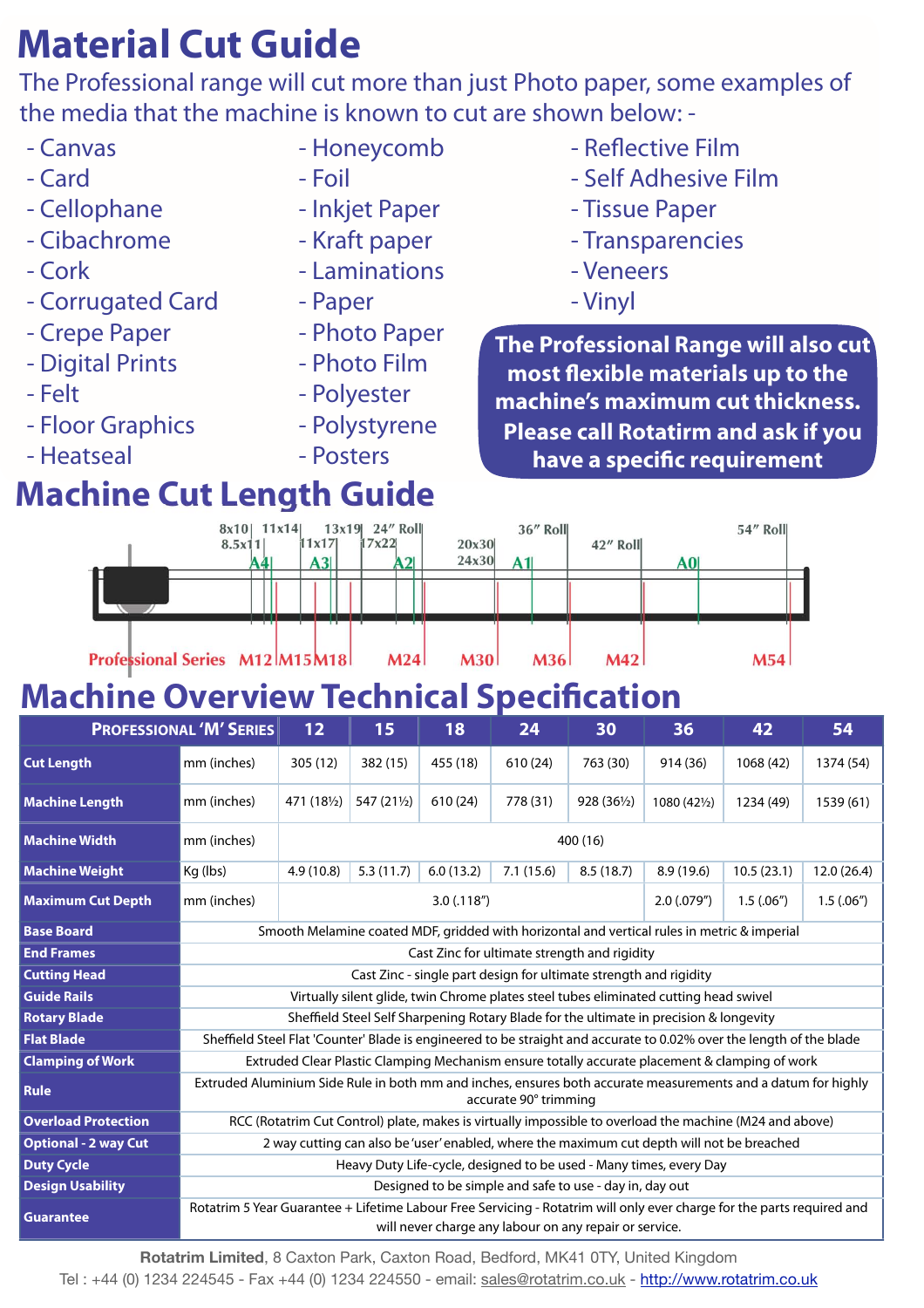# Material Cut Guide

The Professional range will cut more than just Photo paper, some examples of the media that the machine is known to cut are shown below: -

- Canvas
- Card
- Cellophane
- Cibachrome
- Cork
- Corrugated Card
- Crepe Paper
- Digital Prints
- Felt
- Floor Graphics
- Heatseal
- Honeycomb
- Foil
- Inkjet Paper
- Kraft paper
- Laminations
- Paper
- Photo Paper
- Photo Film
- Polyester
- Polystyrene
- Posters
- Reflective Film
- Self Adhesive Film
- Tissue Paper
- Transparencies
- Veneers
- Vinyl

**The Professional Range will also cut most flexible materials up to the machine's maximum cut thickness. Please call Rotatirm and ask if you have a specific requirement**

# Machine Cut Length Guide

8x10
8.5x11
11x14
11x17
13x19
17x22
24" Roll
20x30
24x30
36" Roll
42" Roll
54" Roll
A4
A3
A2
A1
A0

Professional Series M12 M15 M18 M24 M30 M36 M42 M54

# Machine Overview Technical Specification

| Professional 'M' Series | | 12 | 15 | 18 | 24 | 30 | 36 | 42 | 54 |
|---|---|---|---|---|---|---|---|---|---|
| Cut Length | mm (inches) | 305 (12) | 382 (15) | 455 (18) | 610 (24) | 763 (30) | 914 (36) | 1068 (42) | 1374 (54) |
| Machine Length | mm (inches) | 471 (18½) | 547 (21½) | 610 (24) | 778 (31) | 928 (36½) | 1080 (42½) | 1234 (49) | 1539 (61) |
| Machine Width | mm (inches) | 400 (16) | | | | | | | |
| Machine Weight | Kg (lbs) | 4.9 (10.8) | 5.3 (11.7) | 6.0 (13.2) | 7.1 (15.6) | 8.5 (18.7) | 8.9 (19.6) | 10.5 (23.1) | 12.0 (26.4) |
| Maximum Cut Depth | mm (inches) | 3.0 (.118") | | | | | 2.0 (.079") | 1.5 (.06") | 1.5 (.06") |
| Base Board | Smooth Melamine coated MDF, gridded with horizontal and vertical rules in metric & imperial | | | | | | | | |
| End Frames | Cast Zinc for ultimate strength and rigidity | | | | | | | | |
| Cutting Head | Cast Zinc - single part design for ultimate strength and rigidity | | | | | | | | |
| Guide Rails | Virtually silent glide, twin Chrome plates steel tubes eliminated cutting head swivel | | | | | | | | |
| Rotary Blade | Sheffield Steel Self Sharpening Rotary Blade for the ultimate in precision & longevity | | | | | | | | |
| Flat Blade | Sheffield Steel Flat 'Counter' Blade is engineered to be straight and accurate to 0.02% over the length of the blade | | | | | | | | |
| Clamping of Work | Extruded Clear Plastic Clamping Mechanism ensure totally accurate placement & clamping of work | | | | | | | | |
| Rule | Extruded Aluminium Side Rule in both mm and inches, ensures both accurate measurements and a datum for highly accurate 90° trimming | | | | | | | | |
| Overload Protection | RCC (Rotatrim Cut Control) plate, makes is virtually impossible to overload the machine (M24 and above) | | | | | | | | |
| Optional - 2 way Cut | 2 way cutting can also be 'user' enabled, where the maximum cut depth will not be breached | | | | | | | | |
| Duty Cycle | Heavy Duty Life-cycle, designed to be used - Many times, every Day | | | | | | | | |
| Design Usability | Designed to be simple and safe to use - day in, day out | | | | | | | | |
| Guarantee | Rotatrim 5 Year Guarantee + Lifetime Labour Free Servicing - Rotatrim will only ever charge for the parts required and will never charge any labour on any repair or service. | | | | | | | | |

**Rotatrim Limited**, 8 Caxton Park, Caxton Road, Bedford, MK41 0TY, United Kingdom

Tel : +44 (0) 1234 224545 - Fax +44 (0) 1234 224550 - email: sales@rotatrim.co.uk - http://www.rotatrim.co.uk